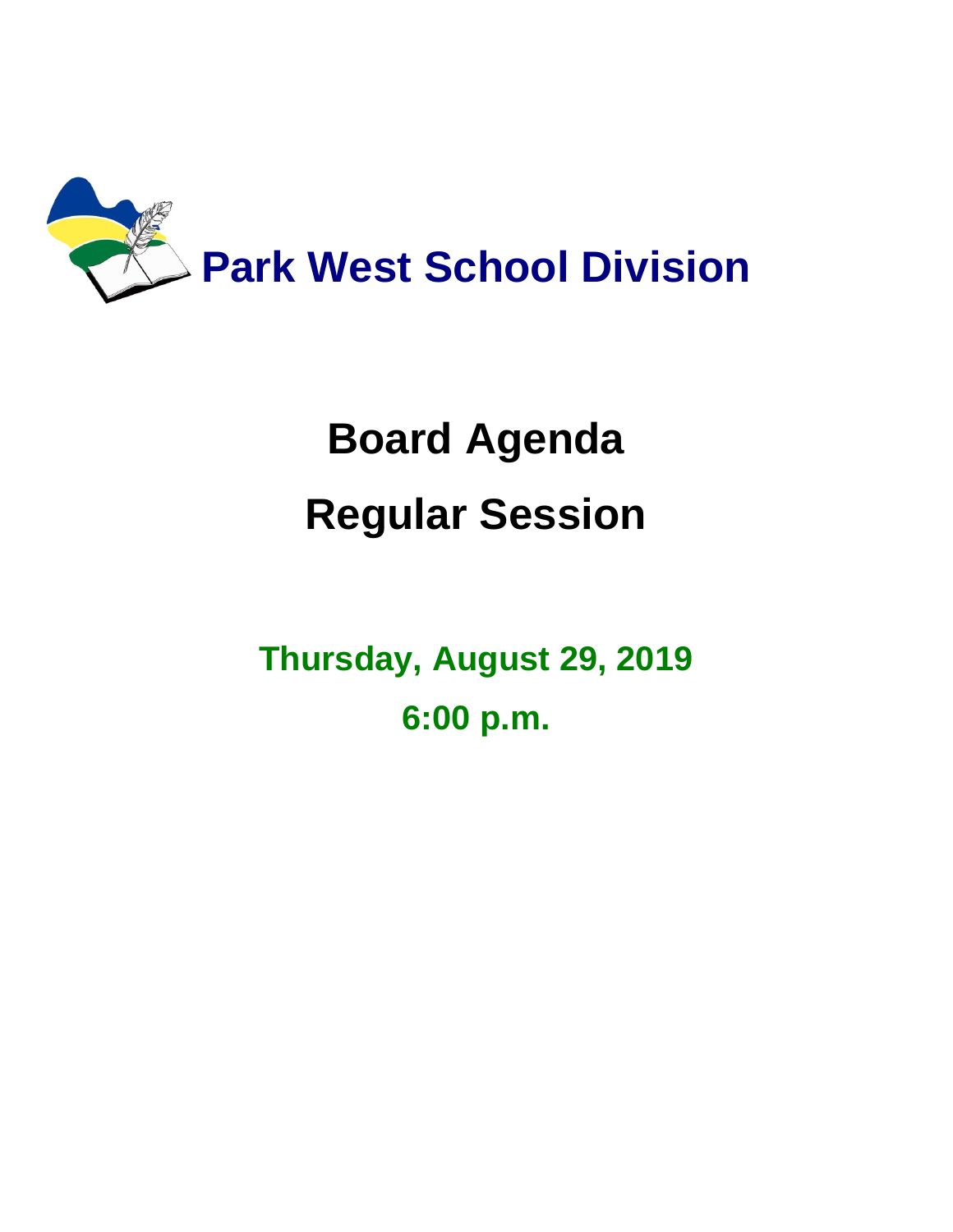# Park West School Division

# Board Agenda

# Regular Session

**Thursday, August 29, 2019**

**6:00 p.m.**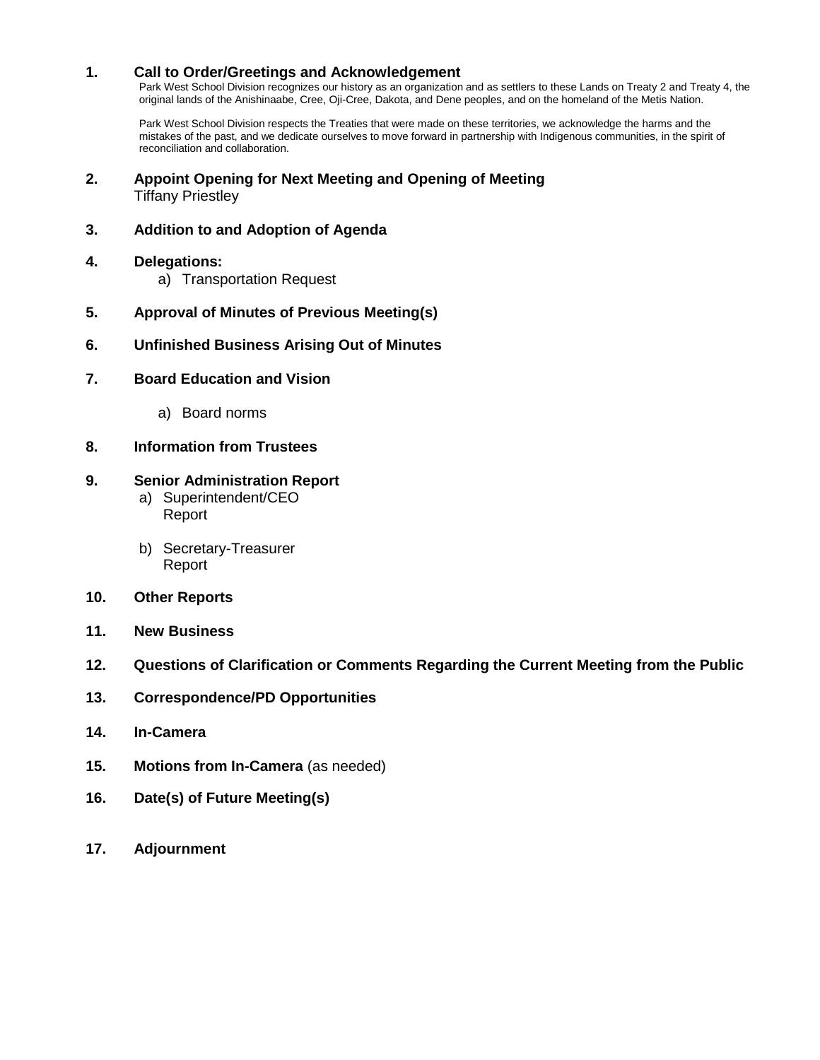**1. Call to Order/Greetings and Acknowledgement**

Park West School Division recognizes our history as an organization and as settlers to these Lands on Treaty 2 and Treaty 4, the original lands of the Anishinaabe, Cree, Oji-Cree, Dakota, and Dene peoples, and on the homeland of the Metis Nation.

Park West School Division respects the Treaties that were made on these territories, we acknowledge the harms and the mistakes of the past, and we dedicate ourselves to move forward in partnership with Indigenous communities, in the spirit of reconciliation and collaboration.

**2. Appoint Opening for Next Meeting and Opening of Meeting**

Tiffany Priestley

**3. Addition to and Adoption of Agenda**

**4. Delegations:**

a) Transportation Request

**5. Approval of Minutes of Previous Meeting(s)**

**6. Unfinished Business Arising Out of Minutes**

**7. Board Education and Vision**

a) Board norms

**8. Information from Trustees**

**9. Senior Administration Report**

a) Superintendent/CEO Report

b) Secretary-Treasurer Report

**10. Other Reports**

**11. New Business**

**12. Questions of Clarification or Comments Regarding the Current Meeting from the Public**

**13. Correspondence/PD Opportunities**

**14. In-Camera**

**15. Motions from In-Camera** (as needed)

**16. Date(s) of Future Meeting(s)**

**17. Adjournment**